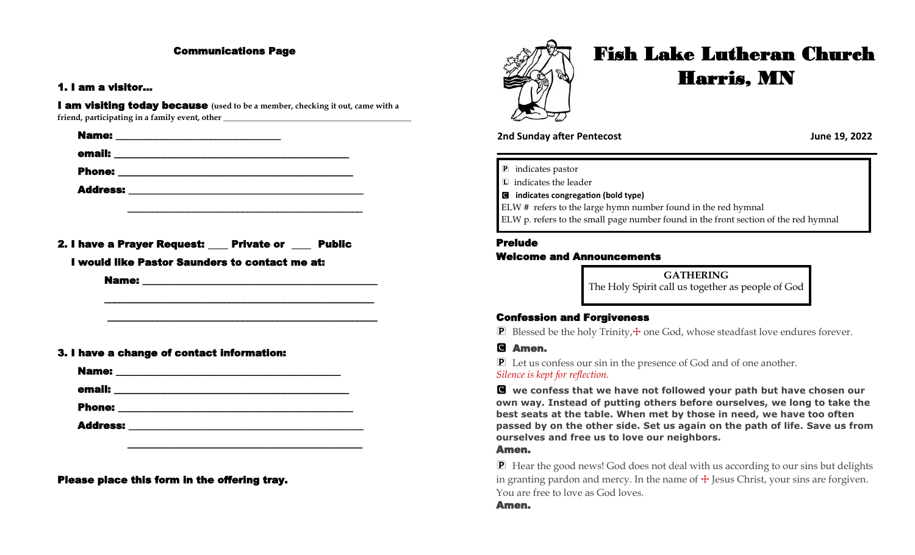## Communications Page

### 1. I am a visitor…

**I am visiting today because** **(used to be a member, checking it out, came with a friend, participating in a family event, other \_\_\_\_\_\_\_\_\_\_\_\_\_\_\_\_\_\_\_\_\_\_\_\_\_\_\_\_\_\_\_\_\_\_\_\_\_\_\_\_\_\_\_\_\_\_**

**Name:** \_\_\_\_\_\_\_\_\_\_\_\_\_\_\_\_\_\_\_\_\_\_\_\_\_\_\_\_\_\_

**email:** \_\_\_\_\_\_\_\_\_\_\_\_\_\_\_\_\_\_\_\_\_\_\_\_\_\_\_\_\_\_\_\_\_\_\_\_\_\_\_\_\_\_

**Phone:** \_\_\_\_\_\_\_\_\_\_\_\_\_\_\_\_\_\_\_\_\_\_\_\_\_\_\_\_\_\_\_\_\_\_\_\_\_\_\_\_\_

**Address:** \_\_\_\_\_\_\_\_\_\_\_\_\_\_\_\_\_\_\_\_\_\_\_\_\_\_\_\_\_\_\_\_\_\_\_\_\_\_\_\_\_\_

\_\_\_\_\_\_\_\_\_\_\_\_\_\_\_\_\_\_\_\_\_\_\_\_\_\_\_\_\_\_\_\_\_\_\_\_\_\_\_\_\_\_

### 2. I have a Prayer Request: \_\_\_ Private or \_\_\_ Public

**I would like Pastor Saunders to contact me at:**

**Name:** \_\_\_\_\_\_\_\_\_\_\_\_\_\_\_\_\_\_\_\_\_\_\_\_\_\_\_\_\_\_\_\_\_\_\_\_\_\_\_\_\_\_

\_\_\_\_\_\_\_\_\_\_\_\_\_\_\_\_\_\_\_\_\_\_\_\_\_\_\_\_\_\_\_\_\_\_\_\_\_\_\_\_\_\_\_\_\_\_

\_\_\_\_\_\_\_\_\_\_\_\_\_\_\_\_\_\_\_\_\_\_\_\_\_\_\_\_\_\_\_\_\_\_\_\_\_\_\_\_\_\_\_\_\_\_

### 3. I have a change of contact information:

**Name:** \_\_\_\_\_\_\_\_\_\_\_\_\_\_\_\_\_\_\_\_\_\_\_\_\_\_\_\_\_\_\_\_\_\_\_\_\_\_\_

**email:** \_\_\_\_\_\_\_\_\_\_\_\_\_\_\_\_\_\_\_\_\_\_\_\_\_\_\_\_\_\_\_\_\_\_\_\_\_\_\_\_\_\_

**Phone:** \_\_\_\_\_\_\_\_\_\_\_\_\_\_\_\_\_\_\_\_\_\_\_\_\_\_\_\_\_\_\_\_\_\_\_\_\_\_\_\_\_

**Address:** \_\_\_\_\_\_\_\_\_\_\_\_\_\_\_\_\_\_\_\_\_\_\_\_\_\_\_\_\_\_\_\_\_\_\_\_\_\_\_\_\_\_

\_\_\_\_\_\_\_\_\_\_\_\_\_\_\_\_\_\_\_\_\_\_\_\_\_\_\_\_\_\_\_\_\_\_\_\_\_\_\_\_\_\_

**Please place this form in the offering tray.**

# Fish Lake Lutheran Church
# Harris, MN

**2nd Sunday after Pentecost** **June 19, 2022**

P indicates pastor
L indicates the leader
**C indicates congregation (bold type)**
ELW # refers to the large hymn number found in the red hymnal
ELW p. refers to the small page number found in the front section of the red hymnal

### Prelude
### Welcome and Announcements

**GATHERING**
The Holy Spirit call us together as people of God

### Confession and Forgiveness

P Blessed be the holy Trinity,☩ one God, whose steadfast love endures forever.

**C Amen.**

P Let us confess our sin in the presence of God and of one another.
*Silence is kept for reflection.*

**C we confess that we have not followed your path but have chosen our own way. Instead of putting others before ourselves, we long to take the best seats at the table. When met by those in need, we have too often passed by on the other side. Set us again on the path of life. Save us from ourselves and free us to love our neighbors.**
**Amen.**

P Hear the good news! God does not deal with us according to our sins but delights in granting pardon and mercy. In the name of ☩ Jesus Christ, your sins are forgiven. You are free to love as God loves.
**Amen.**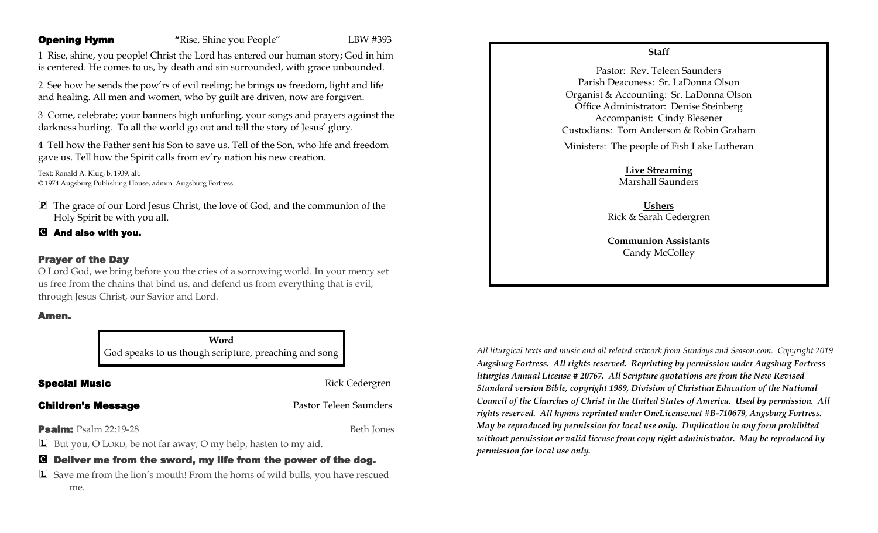## Opening Hymn "Rise, Shine you People" LBW #393

1 Rise, shine, you people! Christ the Lord has entered our human story; God in him is centered. He comes to us, by death and sin surrounded, with grace unbounded.

2 See how he sends the pow'rs of evil reeling; he brings us freedom, light and life and healing. All men and women, who by guilt are driven, now are forgiven.

3 Come, celebrate; your banners high unfurling, your songs and prayers against the darkness hurling. To all the world go out and tell the story of Jesus' glory.

4 Tell how the Father sent his Son to save us. Tell of the Son, who life and freedom gave us. Tell how the Spirit calls from ev'ry nation his new creation.

Text: Ronald A. Klug, b. 1939, alt.
© 1974 Augsburg Publishing House, admin. Augsburg Fortress

P The grace of our Lord Jesus Christ, the love of God, and the communion of the Holy Spirit be with you all.

**C And also with you.**

## Prayer of the Day

O Lord God, we bring before you the cries of a sorrowing world. In your mercy set us free from the chains that bind us, and defend us from everything that is evil, through Jesus Christ, our Savior and Lord.

**Amen.**

**Word**
God speaks to us though scripture, preaching and song

## Special Music — Rick Cedergren

## Children's Message — Pastor Teleen Saunders

**Psalm:** Psalm 22:19-28 — Beth Jones

L But you, O LORD, be not far away; O my help, hasten to my aid.

**C Deliver me from the sword, my life from the power of the dog.**

L Save me from the lion's mouth! From the horns of wild bulls, you have rescued me.

**Staff**

Pastor: Rev. Teleen Saunders
Parish Deaconess: Sr. LaDonna Olson
Organist & Accounting: Sr. LaDonna Olson
Office Administrator: Denise Steinberg
Accompanist: Cindy Blesener
Custodians: Tom Anderson & Robin Graham

Ministers: The people of Fish Lake Lutheran

**Live Streaming**
Marshall Saunders

**Ushers**
Rick & Sarah Cedergren

**Communion Assistants**
Candy McColley

*All liturgical texts and music and all related artwork from Sundays and Season.com. Copyright 2019* ***Augsburg Fortress. All rights reserved. Reprinting by permission under Augsburg Fortress liturgies Annual License # 20767. All Scripture quotations are from the New Revised Standard version Bible, copyright 1989, Division of Christian Education of the National Council of the Churches of Christ in the United States of America. Used by permission. All rights reserved. All hymns reprinted under OneLicense.net #B-710679, Augsburg Fortress. May be reproduced by permission for local use only. Duplication in any form prohibited without permission or valid license from copy right administrator. May be reproduced by permission for local use only.***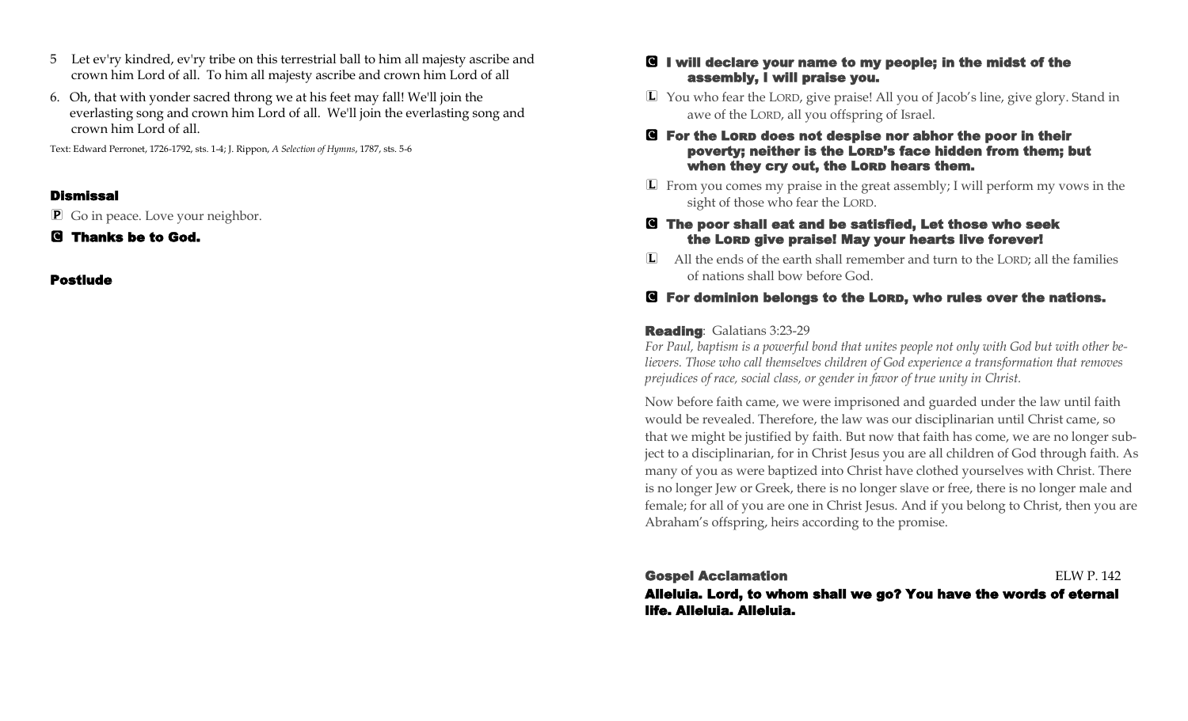5 Let ev'ry kindred, ev'ry tribe on this terrestrial ball to him all majesty ascribe and crown him Lord of all. To him all majesty ascribe and crown him Lord of all

6. Oh, that with yonder sacred throng we at his feet may fall! We'll join the everlasting song and crown him Lord of all. We'll join the everlasting song and crown him Lord of all.

Text: Edward Perronet, 1726-1792, sts. 1-4; J. Rippon, *A Selection of Hymns*, 1787, sts. 5-6

### Dismissal

P Go in peace. Love your neighbor.

**C Thanks be to God.**

### Postlude

**C I will declare your name to my people; in the midst of the assembly, I will praise you.**

L You who fear the LORD, give praise! All you of Jacob's line, give glory. Stand in awe of the LORD, all you offspring of Israel.

**C For the LORD does not despise nor abhor the poor in their poverty; neither is the LORD's face hidden from them; but when they cry out, the LORD hears them.**

L From you comes my praise in the great assembly; I will perform my vows in the sight of those who fear the LORD.

**C The poor shall eat and be satisfied, Let those who seek the LORD give praise! May your hearts live forever!**

L All the ends of the earth shall remember and turn to the LORD; all the families of nations shall bow before God.

**C For dominion belongs to the LORD, who rules over the nations.**

**Reading**: Galatians 3:23-29

*For Paul, baptism is a powerful bond that unites people not only with God but with other believers. Those who call themselves children of God experience a transformation that removes prejudices of race, social class, or gender in favor of true unity in Christ.*

Now before faith came, we were imprisoned and guarded under the law until faith would be revealed. Therefore, the law was our disciplinarian until Christ came, so that we might be justified by faith. But now that faith has come, we are no longer subject to a disciplinarian, for in Christ Jesus you are all children of God through faith. As many of you as were baptized into Christ have clothed yourselves with Christ. There is no longer Jew or Greek, there is no longer slave or free, there is no longer male and female; for all of you are one in Christ Jesus. And if you belong to Christ, then you are Abraham's offspring, heirs according to the promise.

**Gospel Acclamation** ELW P. 142

**Alleluia. Lord, to whom shall we go? You have the words of eternal life. Alleluia. Alleluia.**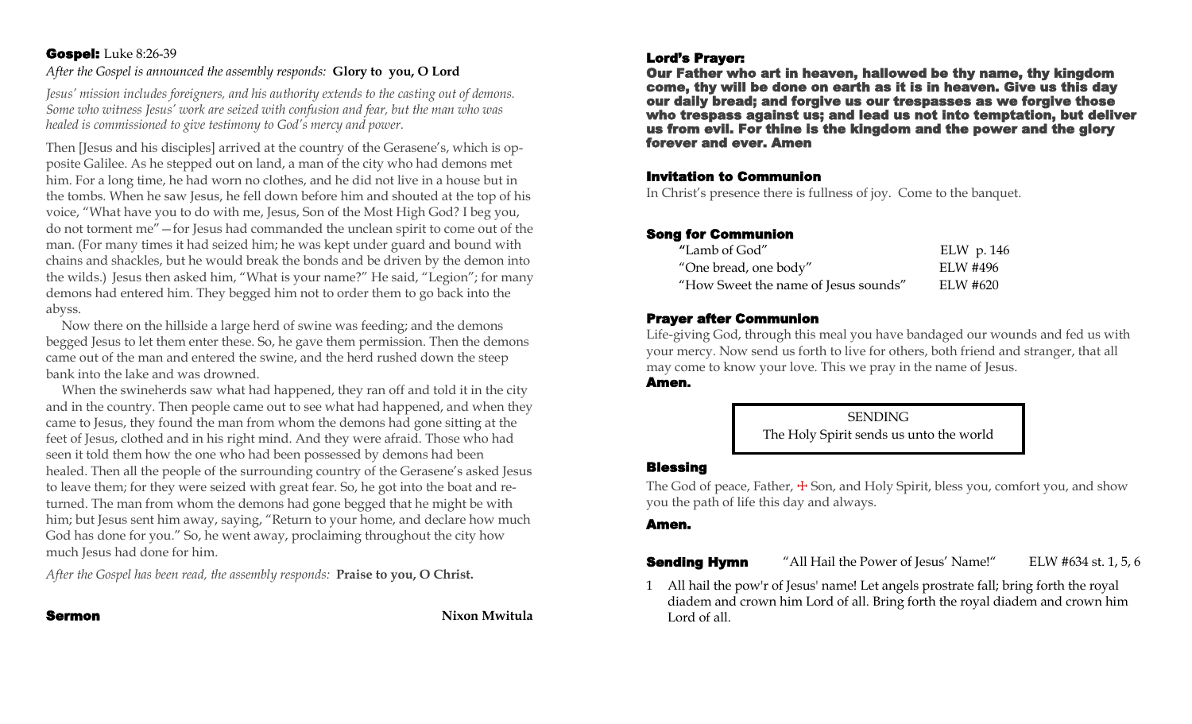## Gospel: Luke 8:26-39

*After the Gospel is announced the assembly responds:* **Glory to you, O Lord**

*Jesus' mission includes foreigners, and his authority extends to the casting out of demons. Some who witness Jesus' work are seized with confusion and fear, but the man who was healed is commissioned to give testimony to God's mercy and power.*

Then [Jesus and his disciples] arrived at the country of the Gerasene's, which is opposite Galilee. As he stepped out on land, a man of the city who had demons met him. For a long time, he had worn no clothes, and he did not live in a house but in the tombs. When he saw Jesus, he fell down before him and shouted at the top of his voice, "What have you to do with me, Jesus, Son of the Most High God? I beg you, do not torment me"—for Jesus had commanded the unclean spirit to come out of the man. (For many times it had seized him; he was kept under guard and bound with chains and shackles, but he would break the bonds and be driven by the demon into the wilds.) Jesus then asked him, "What is your name?" He said, "Legion"; for many demons had entered him. They begged him not to order them to go back into the abyss.

Now there on the hillside a large herd of swine was feeding; and the demons begged Jesus to let them enter these. So, he gave them permission. Then the demons came out of the man and entered the swine, and the herd rushed down the steep bank into the lake and was drowned.

When the swineherds saw what had happened, they ran off and told it in the city and in the country. Then people came out to see what had happened, and when they came to Jesus, they found the man from whom the demons had gone sitting at the feet of Jesus, clothed and in his right mind. And they were afraid. Those who had seen it told them how the one who had been possessed by demons had been healed. Then all the people of the surrounding country of the Gerasene's asked Jesus to leave them; for they were seized with great fear. So, he got into the boat and returned. The man from whom the demons had gone begged that he might be with him; but Jesus sent him away, saying, "Return to your home, and declare how much God has done for you." So, he went away, proclaiming throughout the city how much Jesus had done for him.

*After the Gospel has been read, the assembly responds:* **Praise to you, O Christ.**

## Sermon — Nixon Mwitula

## Lord's Prayer:

**Our Father who art in heaven, hallowed be thy name, thy kingdom come, thy will be done on earth as it is in heaven. Give us this day our daily bread; and forgive us our trespasses as we forgive those who trespass against us; and lead us not into temptation, but deliver us from evil. For thine is the kingdom and the power and the glory forever and ever. Amen**

## Invitation to Communion

In Christ's presence there is fullness of joy. Come to the banquet.

## Song for Communion

| | |
|---|---|
| "Lamb of God" | ELW p. 146 |
| "One bread, one body" | ELW #496 |
| "How Sweet the name of Jesus sounds" | ELW #620 |

## Prayer after Communion

Life-giving God, through this meal you have bandaged our wounds and fed us with your mercy. Now send us forth to live for others, both friend and stranger, that all may come to know your love. This we pray in the name of Jesus.

**Amen.**

SENDING

The Holy Spirit sends us unto the world

## Blessing

The God of peace, Father, ☩ Son, and Holy Spirit, bless you, comfort you, and show you the path of life this day and always.

**Amen.**

## Sending Hymn — "All Hail the Power of Jesus' Name!" — ELW #634 st. 1, 5, 6

1 All hail the pow'r of Jesus' name! Let angels prostrate fall; bring forth the royal diadem and crown him Lord of all. Bring forth the royal diadem and crown him Lord of all.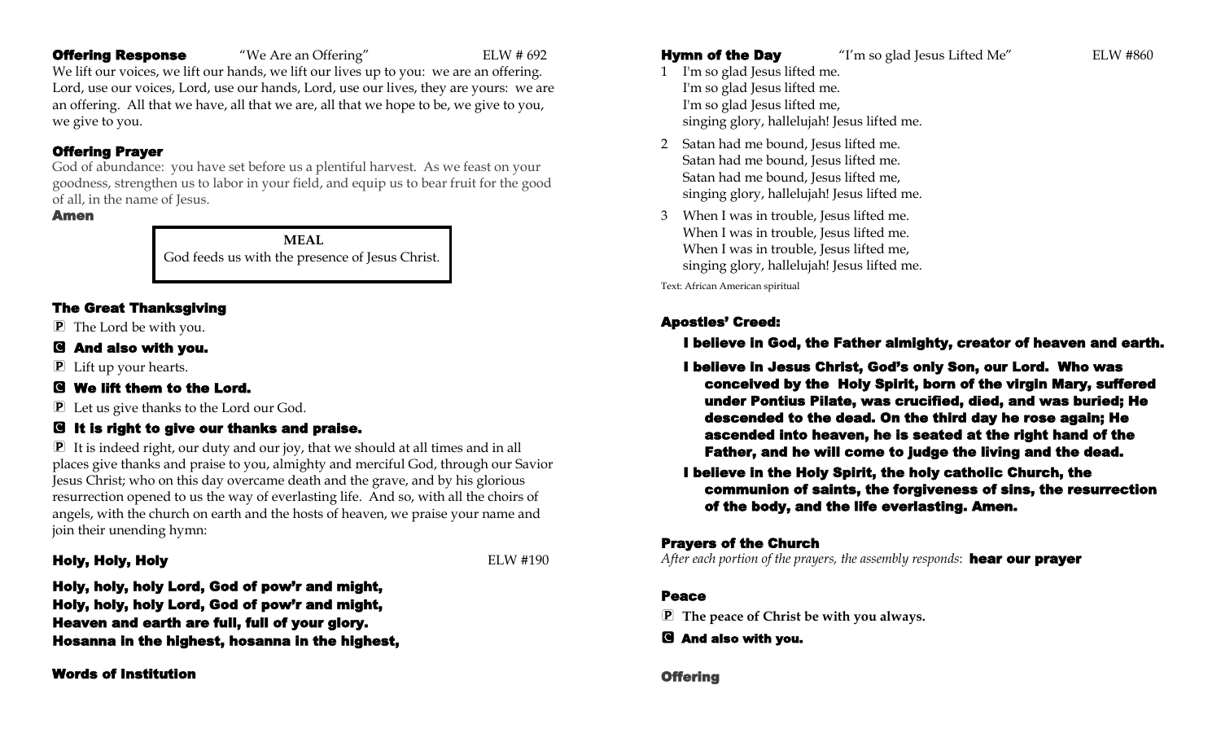**Offering Response** "We Are an Offering" ELW # 692

We lift our voices, we lift our hands, we lift our lives up to you: we are an offering. Lord, use our voices, Lord, use our hands, Lord, use our lives, they are yours: we are an offering. All that we have, all that we are, all that we hope to be, we give to you, we give to you.

**Offering Prayer**

God of abundance: you have set before us a plentiful harvest. As we feast on your goodness, strengthen us to labor in your field, and equip us to bear fruit for the good of all, in the name of Jesus.

**Amen**

**MEAL**
God feeds us with the presence of Jesus Christ.

**The Great Thanksgiving**

P The Lord be with you.

**C And also with you.**

P Lift up your hearts.

**C We lift them to the Lord.**

P Let us give thanks to the Lord our God.

**C It is right to give our thanks and praise.**

P It is indeed right, our duty and our joy, that we should at all times and in all places give thanks and praise to you, almighty and merciful God, through our Savior Jesus Christ; who on this day overcame death and the grave, and by his glorious resurrection opened to us the way of everlasting life. And so, with all the choirs of angels, with the church on earth and the hosts of heaven, we praise your name and join their unending hymn:

**Holy, Holy, Holy** ELW #190

**Holy, holy, holy Lord, God of pow'r and might,**
**Holy, holy, holy Lord, God of pow'r and might,**
**Heaven and earth are full, full of your glory.**
**Hosanna in the highest, hosanna in the highest,**

**Words of Institution**

**Hymn of the Day** "I'm so glad Jesus Lifted Me" ELW #860

1 I'm so glad Jesus lifted me.
I'm so glad Jesus lifted me.
I'm so glad Jesus lifted me,
singing glory, hallelujah! Jesus lifted me.

2 Satan had me bound, Jesus lifted me.
Satan had me bound, Jesus lifted me.
Satan had me bound, Jesus lifted me,
singing glory, hallelujah! Jesus lifted me.

3 When I was in trouble, Jesus lifted me.
When I was in trouble, Jesus lifted me.
When I was in trouble, Jesus lifted me,
singing glory, hallelujah! Jesus lifted me.

Text: African American spiritual

**Apostles' Creed:**

**I believe in God, the Father almighty, creator of heaven and earth.**

**I believe in Jesus Christ, God's only Son, our Lord. Who was conceived by the Holy Spirit, born of the virgin Mary, suffered under Pontius Pilate, was crucified, died, and was buried; He descended to the dead. On the third day he rose again; He ascended into heaven, he is seated at the right hand of the Father, and he will come to judge the living and the dead.**

**I believe in the Holy Spirit, the holy catholic Church, the communion of saints, the forgiveness of sins, the resurrection of the body, and the life everlasting. Amen.**

**Prayers of the Church**

*After each portion of the prayers, the assembly responds*: **hear our prayer**

**Peace**

P **The peace of Christ be with you always.**

**C And also with you.**

**Offering**